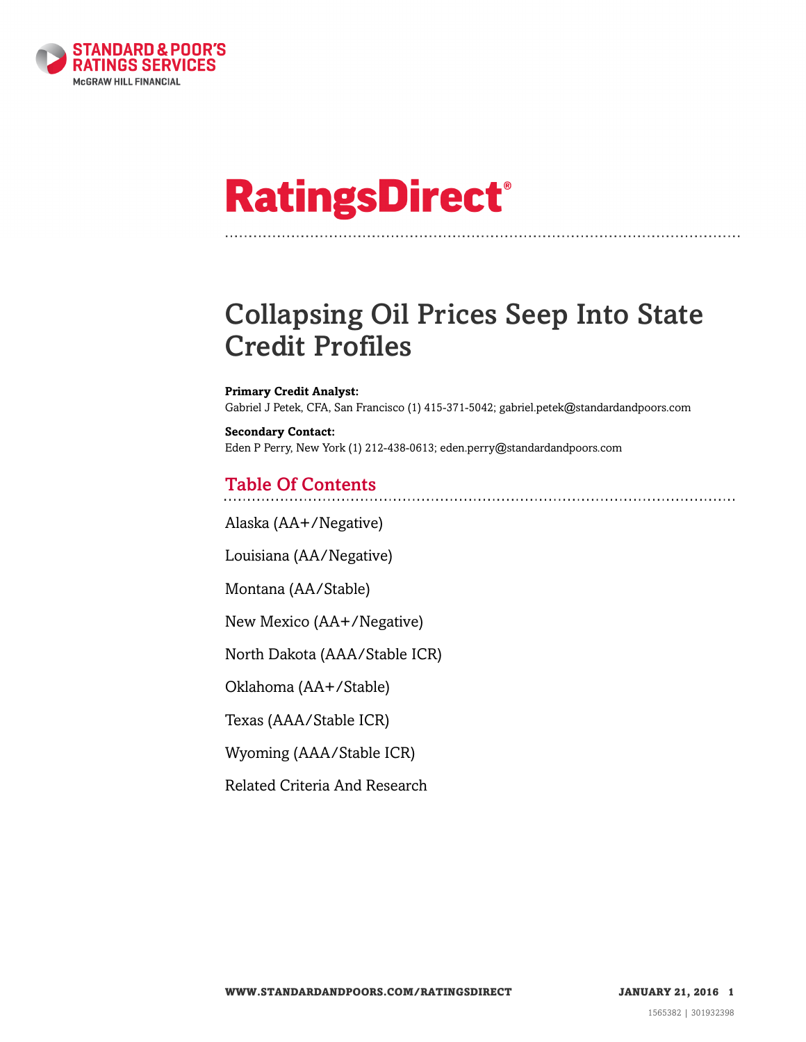# RatingsDirect®

# Collapsing Oil Prices Seep Into State Credit Profiles

**Primary Credit Analyst:**
Gabriel J Petek, CFA, San Francisco (1) 415-371-5042; gabriel.petek@standardandpoors.com

**Secondary Contact:**
Eden P Perry, New York (1) 212-438-0613; eden.perry@standardandpoors.com

## Table Of Contents

Alaska (AA+/Negative)

Louisiana (AA/Negative)

Montana (AA/Stable)

New Mexico (AA+/Negative)

North Dakota (AAA/Stable ICR)

Oklahoma (AA+/Stable)

Texas (AAA/Stable ICR)

Wyoming (AAA/Stable ICR)

Related Criteria And Research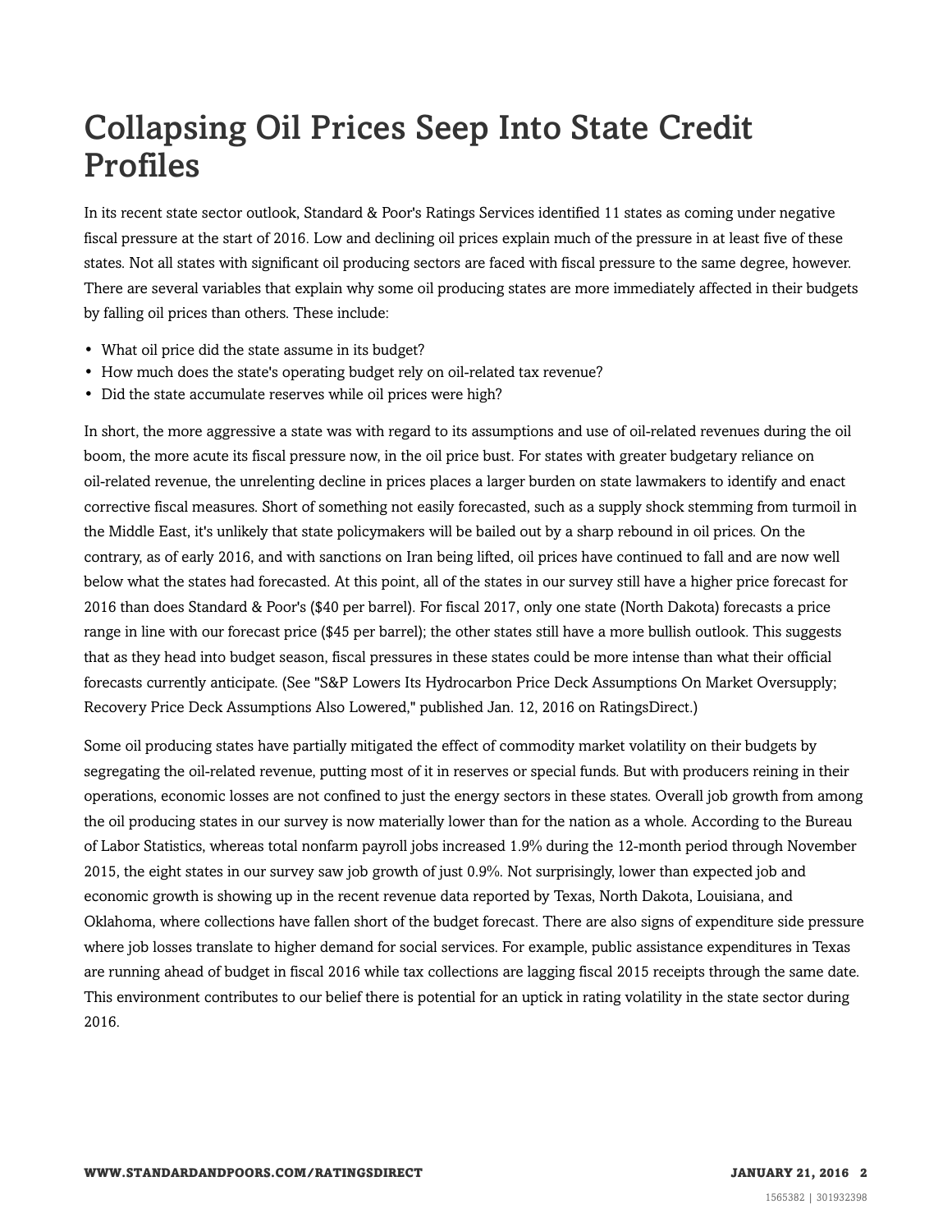# Collapsing Oil Prices Seep Into State Credit Profiles

In its recent state sector outlook, Standard & Poor's Ratings Services identified 11 states as coming under negative fiscal pressure at the start of 2016. Low and declining oil prices explain much of the pressure in at least five of these states. Not all states with significant oil producing sectors are faced with fiscal pressure to the same degree, however. There are several variables that explain why some oil producing states are more immediately affected in their budgets by falling oil prices than others. These include:

- What oil price did the state assume in its budget?
- How much does the state's operating budget rely on oil-related tax revenue?
- Did the state accumulate reserves while oil prices were high?

In short, the more aggressive a state was with regard to its assumptions and use of oil-related revenues during the oil boom, the more acute its fiscal pressure now, in the oil price bust. For states with greater budgetary reliance on oil-related revenue, the unrelenting decline in prices places a larger burden on state lawmakers to identify and enact corrective fiscal measures. Short of something not easily forecasted, such as a supply shock stemming from turmoil in the Middle East, it's unlikely that state policymakers will be bailed out by a sharp rebound in oil prices. On the contrary, as of early 2016, and with sanctions on Iran being lifted, oil prices have continued to fall and are now well below what the states had forecasted. At this point, all of the states in our survey still have a higher price forecast for 2016 than does Standard & Poor's ($40 per barrel). For fiscal 2017, only one state (North Dakota) forecasts a price range in line with our forecast price ($45 per barrel); the other states still have a more bullish outlook. This suggests that as they head into budget season, fiscal pressures in these states could be more intense than what their official forecasts currently anticipate. (See "S&P Lowers Its Hydrocarbon Price Deck Assumptions On Market Oversupply; Recovery Price Deck Assumptions Also Lowered," published Jan. 12, 2016 on RatingsDirect.)

Some oil producing states have partially mitigated the effect of commodity market volatility on their budgets by segregating the oil-related revenue, putting most of it in reserves or special funds. But with producers reining in their operations, economic losses are not confined to just the energy sectors in these states. Overall job growth from among the oil producing states in our survey is now materially lower than for the nation as a whole. According to the Bureau of Labor Statistics, whereas total nonfarm payroll jobs increased 1.9% during the 12-month period through November 2015, the eight states in our survey saw job growth of just 0.9%. Not surprisingly, lower than expected job and economic growth is showing up in the recent revenue data reported by Texas, North Dakota, Louisiana, and Oklahoma, where collections have fallen short of the budget forecast. There are also signs of expenditure side pressure where job losses translate to higher demand for social services. For example, public assistance expenditures in Texas are running ahead of budget in fiscal 2016 while tax collections are lagging fiscal 2015 receipts through the same date. This environment contributes to our belief there is potential for an uptick in rating volatility in the state sector during 2016.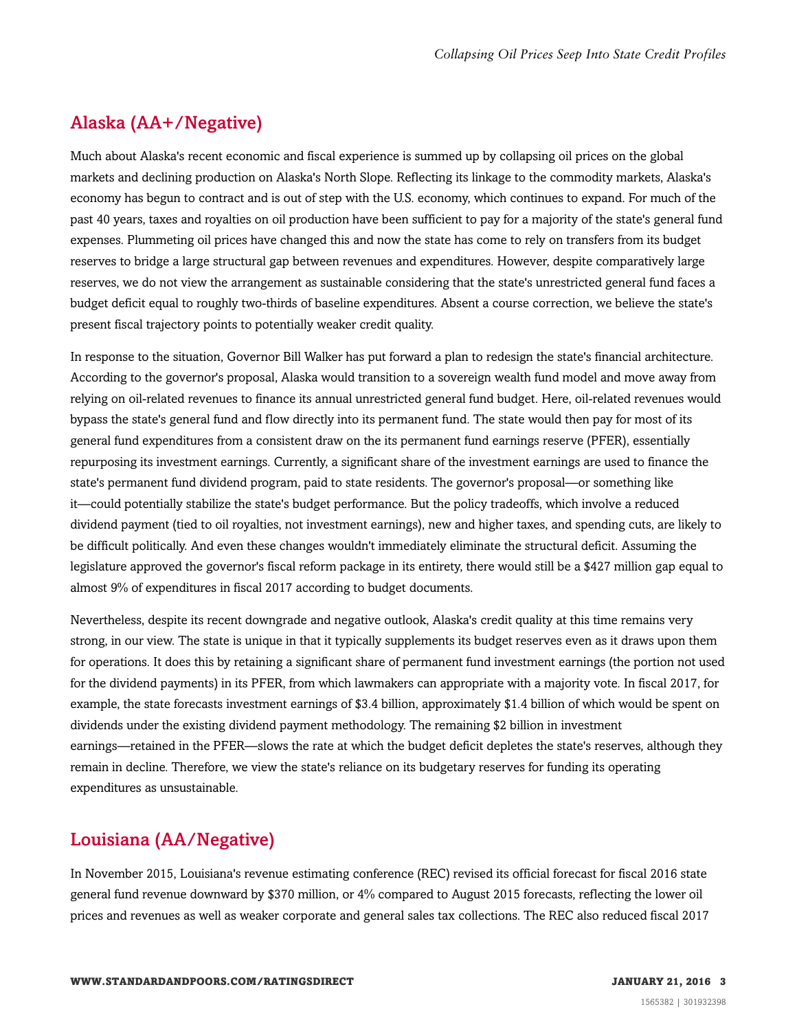## Alaska (AA+/Negative)

Much about Alaska's recent economic and fiscal experience is summed up by collapsing oil prices on the global markets and declining production on Alaska's North Slope. Reflecting its linkage to the commodity markets, Alaska's economy has begun to contract and is out of step with the U.S. economy, which continues to expand. For much of the past 40 years, taxes and royalties on oil production have been sufficient to pay for a majority of the state's general fund expenses. Plummeting oil prices have changed this and now the state has come to rely on transfers from its budget reserves to bridge a large structural gap between revenues and expenditures. However, despite comparatively large reserves, we do not view the arrangement as sustainable considering that the state's unrestricted general fund faces a budget deficit equal to roughly two-thirds of baseline expenditures. Absent a course correction, we believe the state's present fiscal trajectory points to potentially weaker credit quality.

In response to the situation, Governor Bill Walker has put forward a plan to redesign the state's financial architecture. According to the governor's proposal, Alaska would transition to a sovereign wealth fund model and move away from relying on oil-related revenues to finance its annual unrestricted general fund budget. Here, oil-related revenues would bypass the state's general fund and flow directly into its permanent fund. The state would then pay for most of its general fund expenditures from a consistent draw on the its permanent fund earnings reserve (PFER), essentially repurposing its investment earnings. Currently, a significant share of the investment earnings are used to finance the state's permanent fund dividend program, paid to state residents. The governor's proposal—or something like it—could potentially stabilize the state's budget performance. But the policy tradeoffs, which involve a reduced dividend payment (tied to oil royalties, not investment earnings), new and higher taxes, and spending cuts, are likely to be difficult politically. And even these changes wouldn't immediately eliminate the structural deficit. Assuming the legislature approved the governor's fiscal reform package in its entirety, there would still be a $427 million gap equal to almost 9% of expenditures in fiscal 2017 according to budget documents.

Nevertheless, despite its recent downgrade and negative outlook, Alaska's credit quality at this time remains very strong, in our view. The state is unique in that it typically supplements its budget reserves even as it draws upon them for operations. It does this by retaining a significant share of permanent fund investment earnings (the portion not used for the dividend payments) in its PFER, from which lawmakers can appropriate with a majority vote. In fiscal 2017, for example, the state forecasts investment earnings of $3.4 billion, approximately $1.4 billion of which would be spent on dividends under the existing dividend payment methodology. The remaining $2 billion in investment earnings—retained in the PFER—slows the rate at which the budget deficit depletes the state's reserves, although they remain in decline. Therefore, we view the state's reliance on its budgetary reserves for funding its operating expenditures as unsustainable.

## Louisiana (AA/Negative)

In November 2015, Louisiana's revenue estimating conference (REC) revised its official forecast for fiscal 2016 state general fund revenue downward by $370 million, or 4% compared to August 2015 forecasts, reflecting the lower oil prices and revenues as well as weaker corporate and general sales tax collections. The REC also reduced fiscal 2017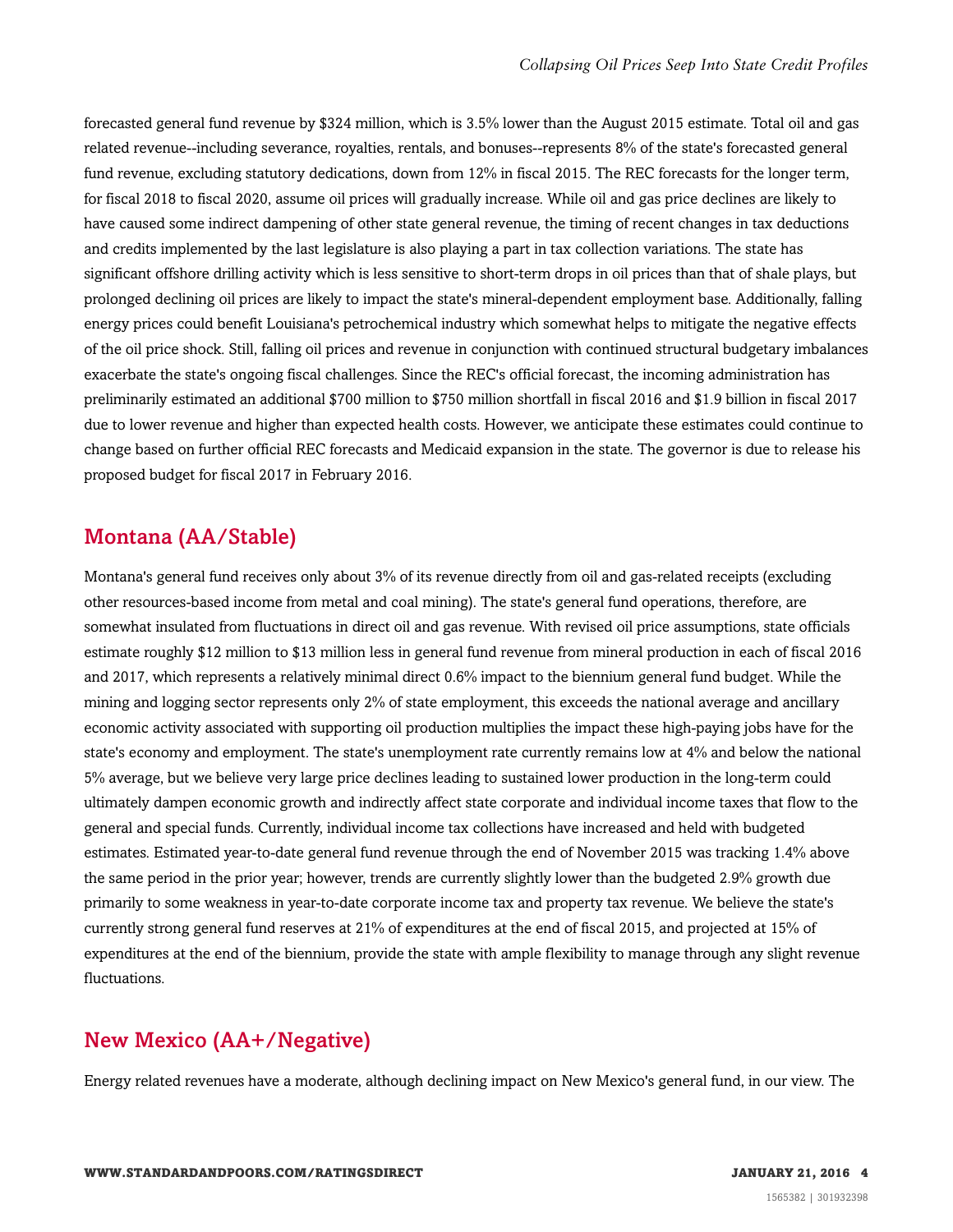forecasted general fund revenue by $324 million, which is 3.5% lower than the August 2015 estimate. Total oil and gas related revenue--including severance, royalties, rentals, and bonuses--represents 8% of the state's forecasted general fund revenue, excluding statutory dedications, down from 12% in fiscal 2015. The REC forecasts for the longer term, for fiscal 2018 to fiscal 2020, assume oil prices will gradually increase. While oil and gas price declines are likely to have caused some indirect dampening of other state general revenue, the timing of recent changes in tax deductions and credits implemented by the last legislature is also playing a part in tax collection variations. The state has significant offshore drilling activity which is less sensitive to short-term drops in oil prices than that of shale plays, but prolonged declining oil prices are likely to impact the state's mineral-dependent employment base. Additionally, falling energy prices could benefit Louisiana's petrochemical industry which somewhat helps to mitigate the negative effects of the oil price shock. Still, falling oil prices and revenue in conjunction with continued structural budgetary imbalances exacerbate the state's ongoing fiscal challenges. Since the REC's official forecast, the incoming administration has preliminarily estimated an additional $700 million to $750 million shortfall in fiscal 2016 and $1.9 billion in fiscal 2017 due to lower revenue and higher than expected health costs. However, we anticipate these estimates could continue to change based on further official REC forecasts and Medicaid expansion in the state. The governor is due to release his proposed budget for fiscal 2017 in February 2016.

## Montana (AA/Stable)

Montana's general fund receives only about 3% of its revenue directly from oil and gas-related receipts (excluding other resources-based income from metal and coal mining). The state's general fund operations, therefore, are somewhat insulated from fluctuations in direct oil and gas revenue. With revised oil price assumptions, state officials estimate roughly $12 million to $13 million less in general fund revenue from mineral production in each of fiscal 2016 and 2017, which represents a relatively minimal direct 0.6% impact to the biennium general fund budget. While the mining and logging sector represents only 2% of state employment, this exceeds the national average and ancillary economic activity associated with supporting oil production multiplies the impact these high-paying jobs have for the state's economy and employment. The state's unemployment rate currently remains low at 4% and below the national 5% average, but we believe very large price declines leading to sustained lower production in the long-term could ultimately dampen economic growth and indirectly affect state corporate and individual income taxes that flow to the general and special funds. Currently, individual income tax collections have increased and held with budgeted estimates. Estimated year-to-date general fund revenue through the end of November 2015 was tracking 1.4% above the same period in the prior year; however, trends are currently slightly lower than the budgeted 2.9% growth due primarily to some weakness in year-to-date corporate income tax and property tax revenue. We believe the state's currently strong general fund reserves at 21% of expenditures at the end of fiscal 2015, and projected at 15% of expenditures at the end of the biennium, provide the state with ample flexibility to manage through any slight revenue fluctuations.

## New Mexico (AA+/Negative)

Energy related revenues have a moderate, although declining impact on New Mexico's general fund, in our view. The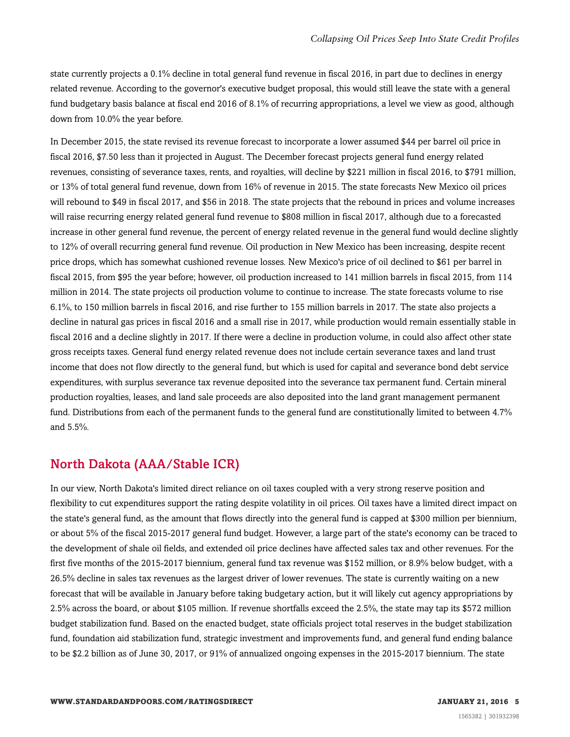state currently projects a 0.1% decline in total general fund revenue in fiscal 2016, in part due to declines in energy related revenue. According to the governor's executive budget proposal, this would still leave the state with a general fund budgetary basis balance at fiscal end 2016 of 8.1% of recurring appropriations, a level we view as good, although down from 10.0% the year before.

In December 2015, the state revised its revenue forecast to incorporate a lower assumed $44 per barrel oil price in fiscal 2016, $7.50 less than it projected in August. The December forecast projects general fund energy related revenues, consisting of severance taxes, rents, and royalties, will decline by $221 million in fiscal 2016, to $791 million, or 13% of total general fund revenue, down from 16% of revenue in 2015. The state forecasts New Mexico oil prices will rebound to $49 in fiscal 2017, and $56 in 2018. The state projects that the rebound in prices and volume increases will raise recurring energy related general fund revenue to $808 million in fiscal 2017, although due to a forecasted increase in other general fund revenue, the percent of energy related revenue in the general fund would decline slightly to 12% of overall recurring general fund revenue. Oil production in New Mexico has been increasing, despite recent price drops, which has somewhat cushioned revenue losses. New Mexico's price of oil declined to $61 per barrel in fiscal 2015, from $95 the year before; however, oil production increased to 141 million barrels in fiscal 2015, from 114 million in 2014. The state projects oil production volume to continue to increase. The state forecasts volume to rise 6.1%, to 150 million barrels in fiscal 2016, and rise further to 155 million barrels in 2017. The state also projects a decline in natural gas prices in fiscal 2016 and a small rise in 2017, while production would remain essentially stable in fiscal 2016 and a decline slightly in 2017. If there were a decline in production volume, in could also affect other state gross receipts taxes. General fund energy related revenue does not include certain severance taxes and land trust income that does not flow directly to the general fund, but which is used for capital and severance bond debt service expenditures, with surplus severance tax revenue deposited into the severance tax permanent fund. Certain mineral production royalties, leases, and land sale proceeds are also deposited into the land grant management permanent fund. Distributions from each of the permanent funds to the general fund are constitutionally limited to between 4.7% and 5.5%.

## North Dakota (AAA/Stable ICR)

In our view, North Dakota's limited direct reliance on oil taxes coupled with a very strong reserve position and flexibility to cut expenditures support the rating despite volatility in oil prices. Oil taxes have a limited direct impact on the state's general fund, as the amount that flows directly into the general fund is capped at $300 million per biennium, or about 5% of the fiscal 2015-2017 general fund budget. However, a large part of the state's economy can be traced to the development of shale oil fields, and extended oil price declines have affected sales tax and other revenues. For the first five months of the 2015-2017 biennium, general fund tax revenue was $152 million, or 8.9% below budget, with a 26.5% decline in sales tax revenues as the largest driver of lower revenues. The state is currently waiting on a new forecast that will be available in January before taking budgetary action, but it will likely cut agency appropriations by 2.5% across the board, or about $105 million. If revenue shortfalls exceed the 2.5%, the state may tap its $572 million budget stabilization fund. Based on the enacted budget, state officials project total reserves in the budget stabilization fund, foundation aid stabilization fund, strategic investment and improvements fund, and general fund ending balance to be $2.2 billion as of June 30, 2017, or 91% of annualized ongoing expenses in the 2015-2017 biennium. The state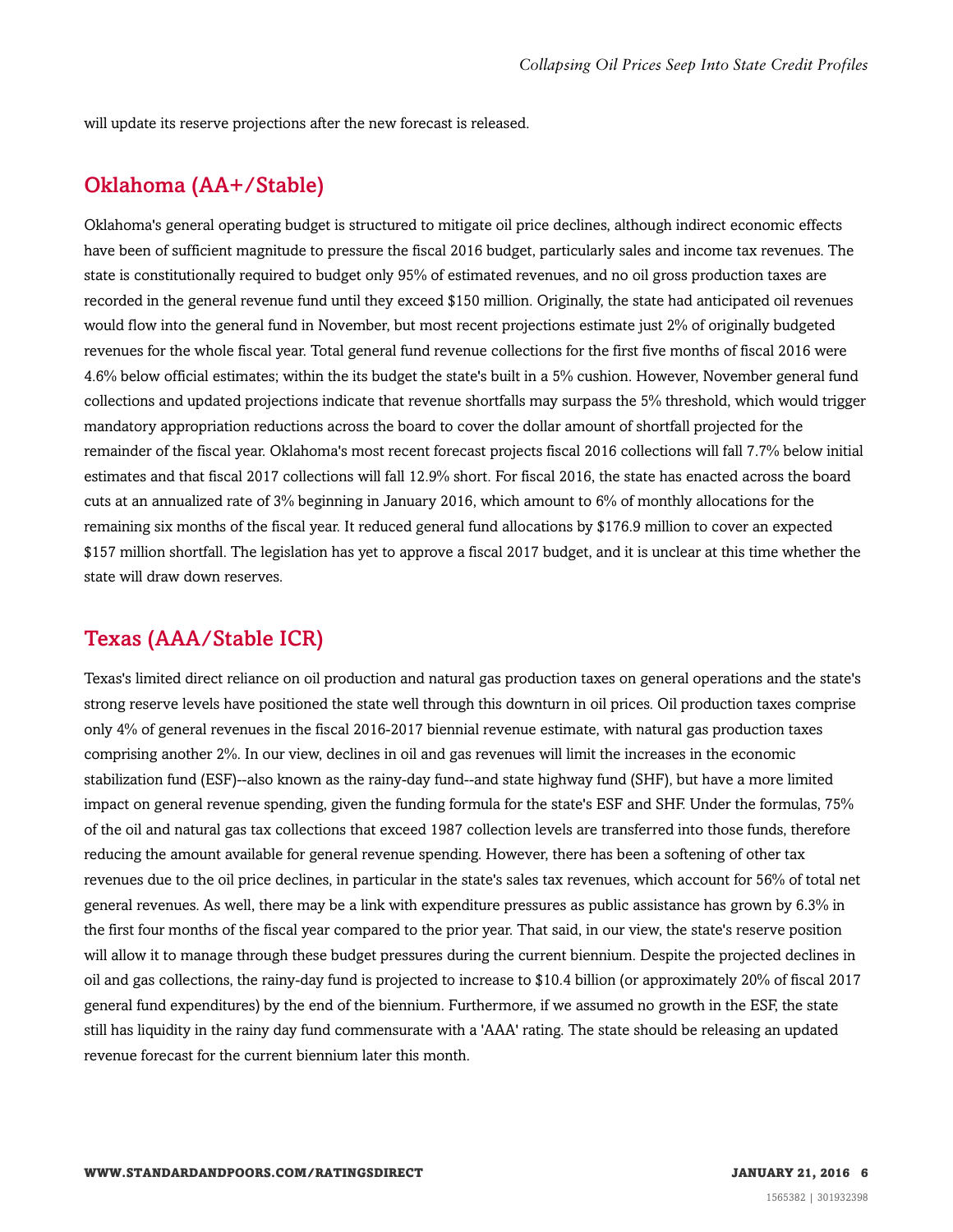will update its reserve projections after the new forecast is released.

## Oklahoma (AA+/Stable)

Oklahoma's general operating budget is structured to mitigate oil price declines, although indirect economic effects have been of sufficient magnitude to pressure the fiscal 2016 budget, particularly sales and income tax revenues. The state is constitutionally required to budget only 95% of estimated revenues, and no oil gross production taxes are recorded in the general revenue fund until they exceed $150 million. Originally, the state had anticipated oil revenues would flow into the general fund in November, but most recent projections estimate just 2% of originally budgeted revenues for the whole fiscal year. Total general fund revenue collections for the first five months of fiscal 2016 were 4.6% below official estimates; within the its budget the state's built in a 5% cushion. However, November general fund collections and updated projections indicate that revenue shortfalls may surpass the 5% threshold, which would trigger mandatory appropriation reductions across the board to cover the dollar amount of shortfall projected for the remainder of the fiscal year. Oklahoma's most recent forecast projects fiscal 2016 collections will fall 7.7% below initial estimates and that fiscal 2017 collections will fall 12.9% short. For fiscal 2016, the state has enacted across the board cuts at an annualized rate of 3% beginning in January 2016, which amount to 6% of monthly allocations for the remaining six months of the fiscal year. It reduced general fund allocations by $176.9 million to cover an expected $157 million shortfall. The legislation has yet to approve a fiscal 2017 budget, and it is unclear at this time whether the state will draw down reserves.

## Texas (AAA/Stable ICR)

Texas's limited direct reliance on oil production and natural gas production taxes on general operations and the state's strong reserve levels have positioned the state well through this downturn in oil prices. Oil production taxes comprise only 4% of general revenues in the fiscal 2016-2017 biennial revenue estimate, with natural gas production taxes comprising another 2%. In our view, declines in oil and gas revenues will limit the increases in the economic stabilization fund (ESF)--also known as the rainy-day fund--and state highway fund (SHF), but have a more limited impact on general revenue spending, given the funding formula for the state's ESF and SHF. Under the formulas, 75% of the oil and natural gas tax collections that exceed 1987 collection levels are transferred into those funds, therefore reducing the amount available for general revenue spending. However, there has been a softening of other tax revenues due to the oil price declines, in particular in the state's sales tax revenues, which account for 56% of total net general revenues. As well, there may be a link with expenditure pressures as public assistance has grown by 6.3% in the first four months of the fiscal year compared to the prior year. That said, in our view, the state's reserve position will allow it to manage through these budget pressures during the current biennium. Despite the projected declines in oil and gas collections, the rainy-day fund is projected to increase to $10.4 billion (or approximately 20% of fiscal 2017 general fund expenditures) by the end of the biennium. Furthermore, if we assumed no growth in the ESF, the state still has liquidity in the rainy day fund commensurate with a 'AAA' rating. The state should be releasing an updated revenue forecast for the current biennium later this month.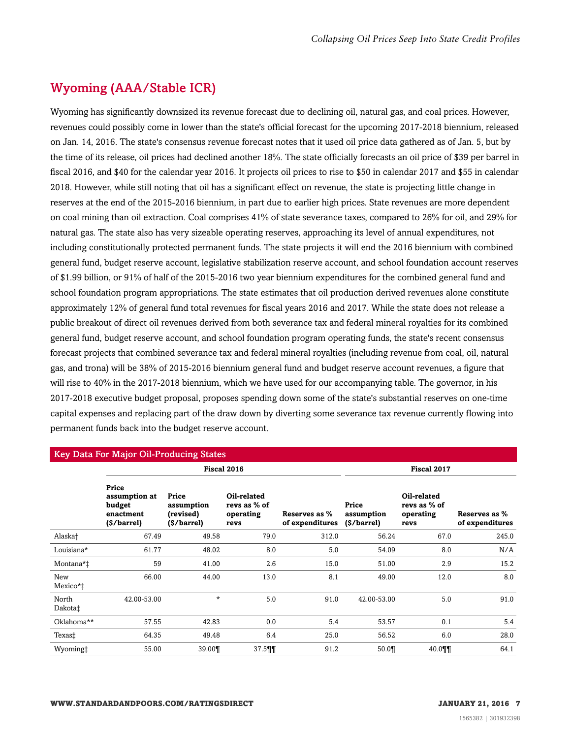## Wyoming (AAA/Stable ICR)

Wyoming has significantly downsized its revenue forecast due to declining oil, natural gas, and coal prices. However, revenues could possibly come in lower than the state's official forecast for the upcoming 2017-2018 biennium, released on Jan. 14, 2016. The state's consensus revenue forecast notes that it used oil price data gathered as of Jan. 5, but by the time of its release, oil prices had declined another 18%. The state officially forecasts an oil price of $39 per barrel in fiscal 2016, and $40 for the calendar year 2016. It projects oil prices to rise to $50 in calendar 2017 and $55 in calendar 2018. However, while still noting that oil has a significant effect on revenue, the state is projecting little change in reserves at the end of the 2015-2016 biennium, in part due to earlier high prices. State revenues are more dependent on coal mining than oil extraction. Coal comprises 41% of state severance taxes, compared to 26% for oil, and 29% for natural gas. The state also has very sizeable operating reserves, approaching its level of annual expenditures, not including constitutionally protected permanent funds. The state projects it will end the 2016 biennium with combined general fund, budget reserve account, legislative stabilization reserve account, and school foundation account reserves of $1.99 billion, or 91% of half of the 2015-2016 two year biennium expenditures for the combined general fund and school foundation program appropriations. The state estimates that oil production derived revenues alone constitute approximately 12% of general fund total revenues for fiscal years 2016 and 2017. While the state does not release a public breakout of direct oil revenues derived from both severance tax and federal mineral royalties for its combined general fund, budget reserve account, and school foundation program operating funds, the state's recent consensus forecast projects that combined severance tax and federal mineral royalties (including revenue from coal, oil, natural gas, and trona) will be 38% of 2015-2016 biennium general fund and budget reserve account revenues, a figure that will rise to 40% in the 2017-2018 biennium, which we have used for our accompanying table. The governor, in his 2017-2018 executive budget proposal, proposes spending down some of the state's substantial reserves on one-time capital expenses and replacing part of the draw down by diverting some severance tax revenue currently flowing into permanent funds back into the budget reserve account.

**Key Data For Major Oil-Producing States**

| | Fiscal 2016 | | | | Fiscal 2017 | | |
|---|---|---|---|---|---|---|---|
| | Price assumption at budget enactment ($/barrel) | Price assumption (revised) ($/barrel) | Oil-related revs as % of operating revs | Reserves as % of expenditures | Price assumption ($/barrel) | Oil-related revs as % of operating revs | Reserves as % of expenditures |
| Alaska† | 67.49 | 49.58 | 79.0 | 312.0 | 56.24 | 67.0 | 245.0 |
| Louisiana* | 61.77 | 48.02 | 8.0 | 5.0 | 54.09 | 8.0 | N/A |
| Montana*‡ | 59 | 41.00 | 2.6 | 15.0 | 51.00 | 2.9 | 15.2 |
| New Mexico*‡ | 66.00 | 44.00 | 13.0 | 8.1 | 49.00 | 12.0 | 8.0 |
| North Dakota‡ | 42.00-53.00 | * | 5.0 | 91.0 | 42.00-53.00 | 5.0 | 91.0 |
| Oklahoma** | 57.55 | 42.83 | 0.0 | 5.4 | 53.57 | 0.1 | 5.4 |
| Texas‡ | 64.35 | 49.48 | 6.4 | 25.0 | 56.52 | 6.0 | 28.0 |
| Wyoming‡ | 55.00 | 39.00¶ | 37.5¶¶ | 91.2 | 50.0¶ | 40.0¶¶ | 64.1 |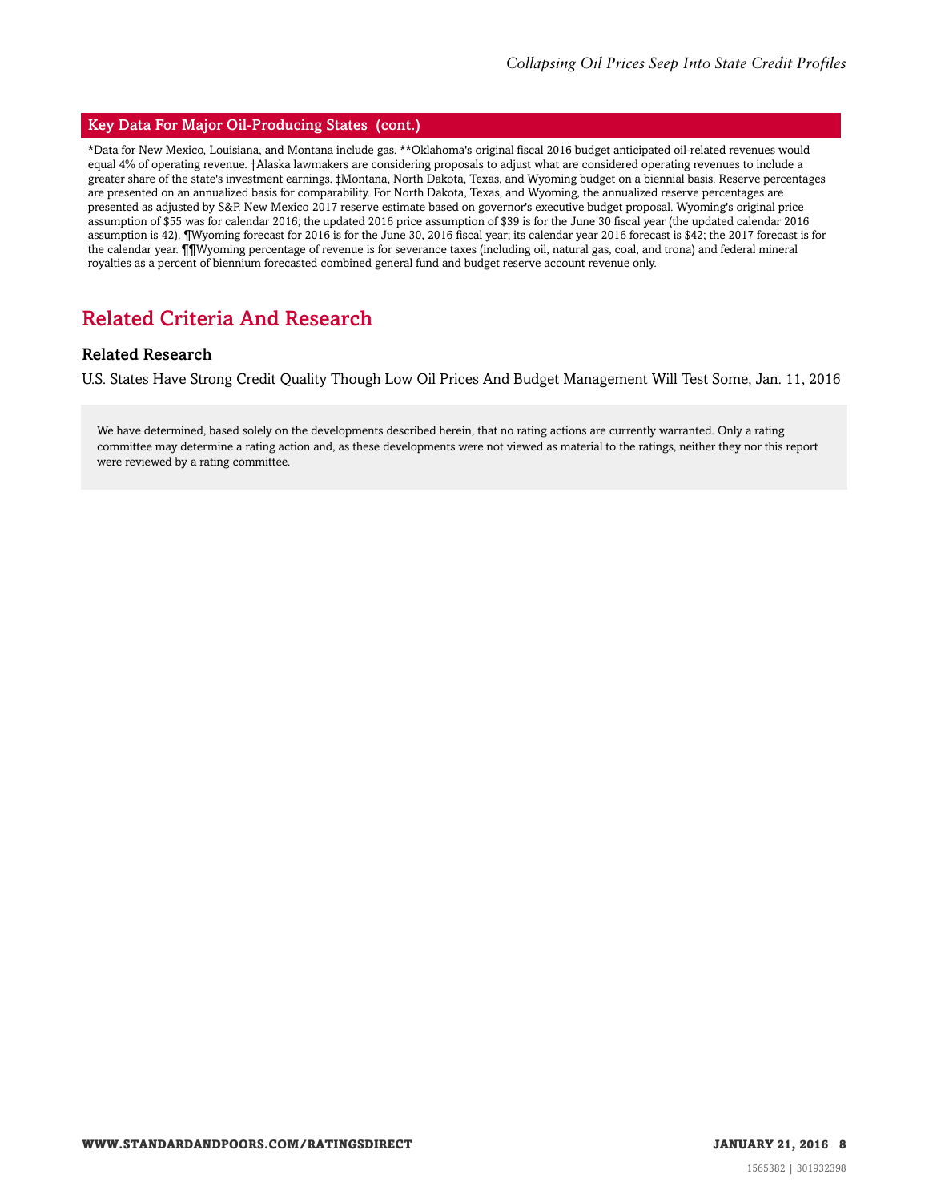## Key Data For Major Oil-Producing States (cont.)

*Data for New Mexico, Louisiana, and Montana include gas. **Oklahoma's original fiscal 2016 budget anticipated oil-related revenues would equal 4% of operating revenue. †Alaska lawmakers are considering proposals to adjust what are considered operating revenues to include a greater share of the state's investment earnings. ‡Montana, North Dakota, Texas, and Wyoming budget on a biennial basis. Reserve percentages are presented on an annualized basis for comparability. For North Dakota, Texas, and Wyoming, the annualized reserve percentages are presented as adjusted by S&P. New Mexico 2017 reserve estimate based on governor's executive budget proposal. Wyoming's original price assumption of $55 was for calendar 2016; the updated 2016 price assumption of $39 is for the June 30 fiscal year (the updated calendar 2016 assumption is 42). ¶Wyoming forecast for 2016 is for the June 30, 2016 fiscal year; its calendar year 2016 forecast is $42; the 2017 forecast is for the calendar year. ¶¶Wyoming percentage of revenue is for severance taxes (including oil, natural gas, coal, and trona) and federal mineral royalties as a percent of biennium forecasted combined general fund and budget reserve account revenue only.

# Related Criteria And Research

### Related Research

U.S. States Have Strong Credit Quality Though Low Oil Prices And Budget Management Will Test Some, Jan. 11, 2016

We have determined, based solely on the developments described herein, that no rating actions are currently warranted. Only a rating committee may determine a rating action and, as these developments were not viewed as material to the ratings, neither they nor this report were reviewed by a rating committee.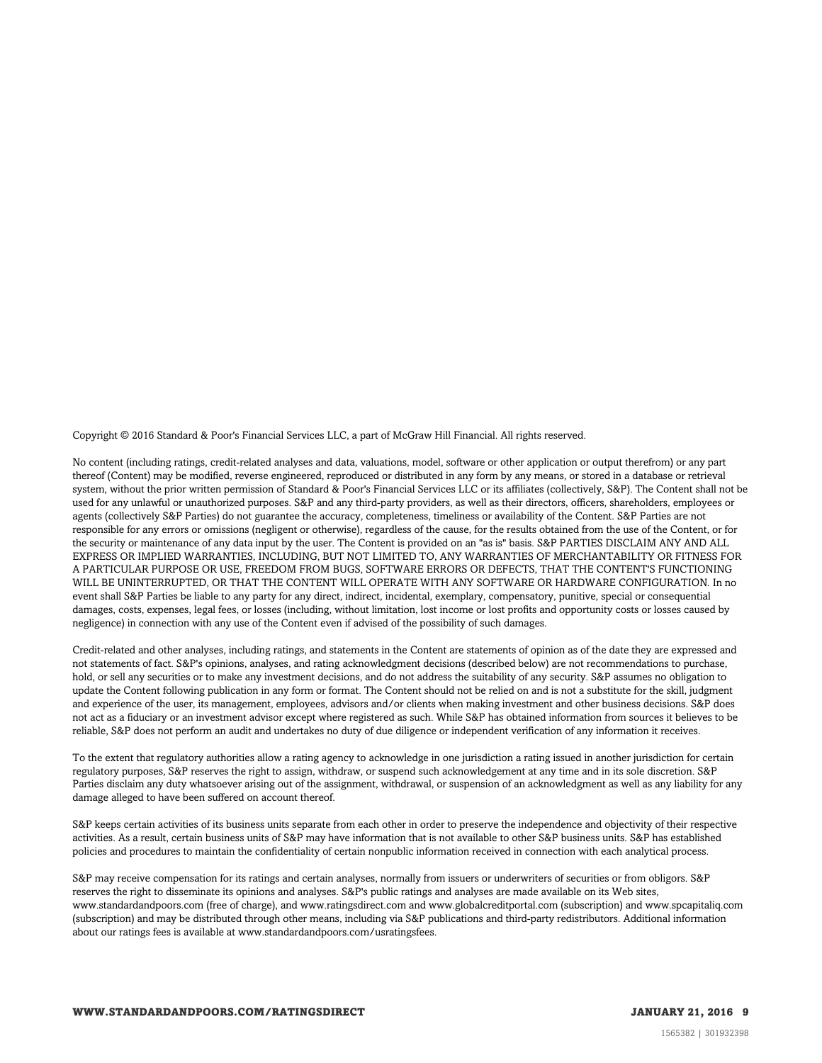Copyright © 2016 Standard & Poor's Financial Services LLC, a part of McGraw Hill Financial. All rights reserved.

No content (including ratings, credit-related analyses and data, valuations, model, software or other application or output therefrom) or any part thereof (Content) may be modified, reverse engineered, reproduced or distributed in any form by any means, or stored in a database or retrieval system, without the prior written permission of Standard & Poor's Financial Services LLC or its affiliates (collectively, S&P). The Content shall not be used for any unlawful or unauthorized purposes. S&P and any third-party providers, as well as their directors, officers, shareholders, employees or agents (collectively S&P Parties) do not guarantee the accuracy, completeness, timeliness or availability of the Content. S&P Parties are not responsible for any errors or omissions (negligent or otherwise), regardless of the cause, for the results obtained from the use of the Content, or for the security or maintenance of any data input by the user. The Content is provided on an "as is" basis. S&P PARTIES DISCLAIM ANY AND ALL EXPRESS OR IMPLIED WARRANTIES, INCLUDING, BUT NOT LIMITED TO, ANY WARRANTIES OF MERCHANTABILITY OR FITNESS FOR A PARTICULAR PURPOSE OR USE, FREEDOM FROM BUGS, SOFTWARE ERRORS OR DEFECTS, THAT THE CONTENT'S FUNCTIONING WILL BE UNINTERRUPTED, OR THAT THE CONTENT WILL OPERATE WITH ANY SOFTWARE OR HARDWARE CONFIGURATION. In no event shall S&P Parties be liable to any party for any direct, indirect, incidental, exemplary, compensatory, punitive, special or consequential damages, costs, expenses, legal fees, or losses (including, without limitation, lost income or lost profits and opportunity costs or losses caused by negligence) in connection with any use of the Content even if advised of the possibility of such damages.

Credit-related and other analyses, including ratings, and statements in the Content are statements of opinion as of the date they are expressed and not statements of fact. S&P's opinions, analyses, and rating acknowledgment decisions (described below) are not recommendations to purchase, hold, or sell any securities or to make any investment decisions, and do not address the suitability of any security. S&P assumes no obligation to update the Content following publication in any form or format. The Content should not be relied on and is not a substitute for the skill, judgment and experience of the user, its management, employees, advisors and/or clients when making investment and other business decisions. S&P does not act as a fiduciary or an investment advisor except where registered as such. While S&P has obtained information from sources it believes to be reliable, S&P does not perform an audit and undertakes no duty of due diligence or independent verification of any information it receives.

To the extent that regulatory authorities allow a rating agency to acknowledge in one jurisdiction a rating issued in another jurisdiction for certain regulatory purposes, S&P reserves the right to assign, withdraw, or suspend such acknowledgement at any time and in its sole discretion. S&P Parties disclaim any duty whatsoever arising out of the assignment, withdrawal, or suspension of an acknowledgment as well as any liability for any damage alleged to have been suffered on account thereof.

S&P keeps certain activities of its business units separate from each other in order to preserve the independence and objectivity of their respective activities. As a result, certain business units of S&P may have information that is not available to other S&P business units. S&P has established policies and procedures to maintain the confidentiality of certain nonpublic information received in connection with each analytical process.

S&P may receive compensation for its ratings and certain analyses, normally from issuers or underwriters of securities or from obligors. S&P reserves the right to disseminate its opinions and analyses. S&P's public ratings and analyses are made available on its Web sites, www.standardandpoors.com (free of charge), and www.ratingsdirect.com and www.globalcreditportal.com (subscription) and www.spcapitaliq.com (subscription) and may be distributed through other means, including via S&P publications and third-party redistributors. Additional information about our ratings fees is available at www.standardandpoors.com/usratingsfees.